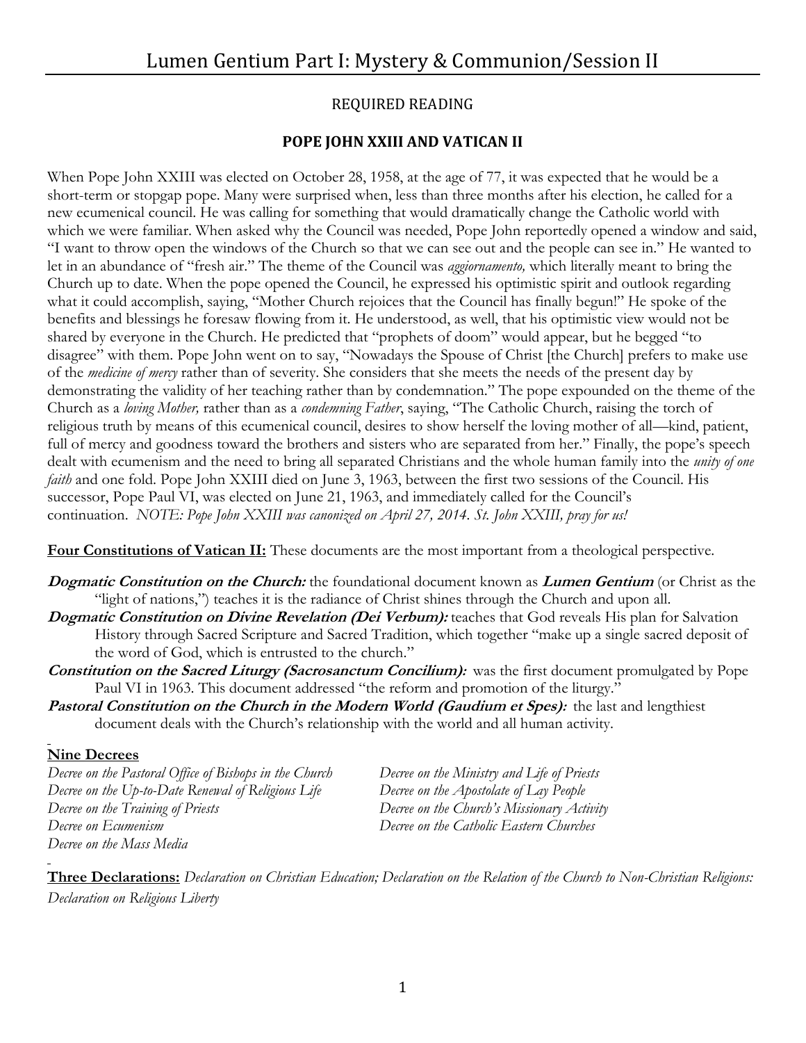# Lumen Gentium Part I: Mystery & Communion/Session II

REQUIRED READING

## POPE JOHN XXIII AND VATICAN II

When Pope John XXIII was elected on October 28, 1958, at the age of 77, it was expected that he would be a short-term or stopgap pope. Many were surprised when, less than three months after his election, he called for a new ecumenical council. He was calling for something that would dramatically change the Catholic world with which we were familiar. When asked why the Council was needed, Pope John reportedly opened a window and said, "I want to throw open the windows of the Church so that we can see out and the people can see in." He wanted to let in an abundance of "fresh air." The theme of the Council was *aggiornamento,* which literally meant to bring the Church up to date. When the pope opened the Council, he expressed his optimistic spirit and outlook regarding what it could accomplish, saying, "Mother Church rejoices that the Council has finally begun!" He spoke of the benefits and blessings he foresaw flowing from it. He understood, as well, that his optimistic view would not be shared by everyone in the Church. He predicted that "prophets of doom" would appear, but he begged "to disagree" with them. Pope John went on to say, "Nowadays the Spouse of Christ [the Church] prefers to make use of the *medicine of mercy* rather than of severity. She considers that she meets the needs of the present day by demonstrating the validity of her teaching rather than by condemnation." The pope expounded on the theme of the Church as a *loving Mother,* rather than as a *condemning Father*, saying, "The Catholic Church, raising the torch of religious truth by means of this ecumenical council, desires to show herself the loving mother of all—kind, patient, full of mercy and goodness toward the brothers and sisters who are separated from her." Finally, the pope's speech dealt with ecumenism and the need to bring all separated Christians and the whole human family into the *unity of one faith* and one fold. Pope John XXIII died on June 3, 1963, between the first two sessions of the Council. His successor, Pope Paul VI, was elected on June 21, 1963, and immediately called for the Council's continuation. *NOTE: Pope John XXIII was canonized on April 27, 2014. St. John XXIII, pray for us!*

**Four Constitutions of Vatican II:** These documents are the most important from a theological perspective.

***Dogmatic Constitution on the Church:*** the foundational document known as ***Lumen Gentium*** (or Christ as the "light of nations,") teaches it is the radiance of Christ shines through the Church and upon all.

***Dogmatic Constitution on Divine Revelation (Dei Verbum):*** teaches that God reveals His plan for Salvation History through Sacred Scripture and Sacred Tradition, which together "make up a single sacred deposit of the word of God, which is entrusted to the church."

***Constitution on the Sacred Liturgy (Sacrosanctum Concilium):*** was the first document promulgated by Pope Paul VI in 1963. This document addressed "the reform and promotion of the liturgy."

***Pastoral Constitution on the Church in the Modern World (Gaudium et Spes):*** the last and lengthiest document deals with the Church's relationship with the world and all human activity.

**Nine Decrees**

*Decree on the Pastoral Office of Bishops in the Church*
*Decree on the Up-to-Date Renewal of Religious Life*
*Decree on the Training of Priests*
*Decree on Ecumenism*
*Decree on the Mass Media*
*Decree on the Ministry and Life of Priests*
*Decree on the Apostolate of Lay People*
*Decree on the Church's Missionary Activity*
*Decree on the Catholic Eastern Churches*

**Three Declarations:** *Declaration on Christian Education; Declaration on the Relation of the Church to Non-Christian Religions: Declaration on Religious Liberty*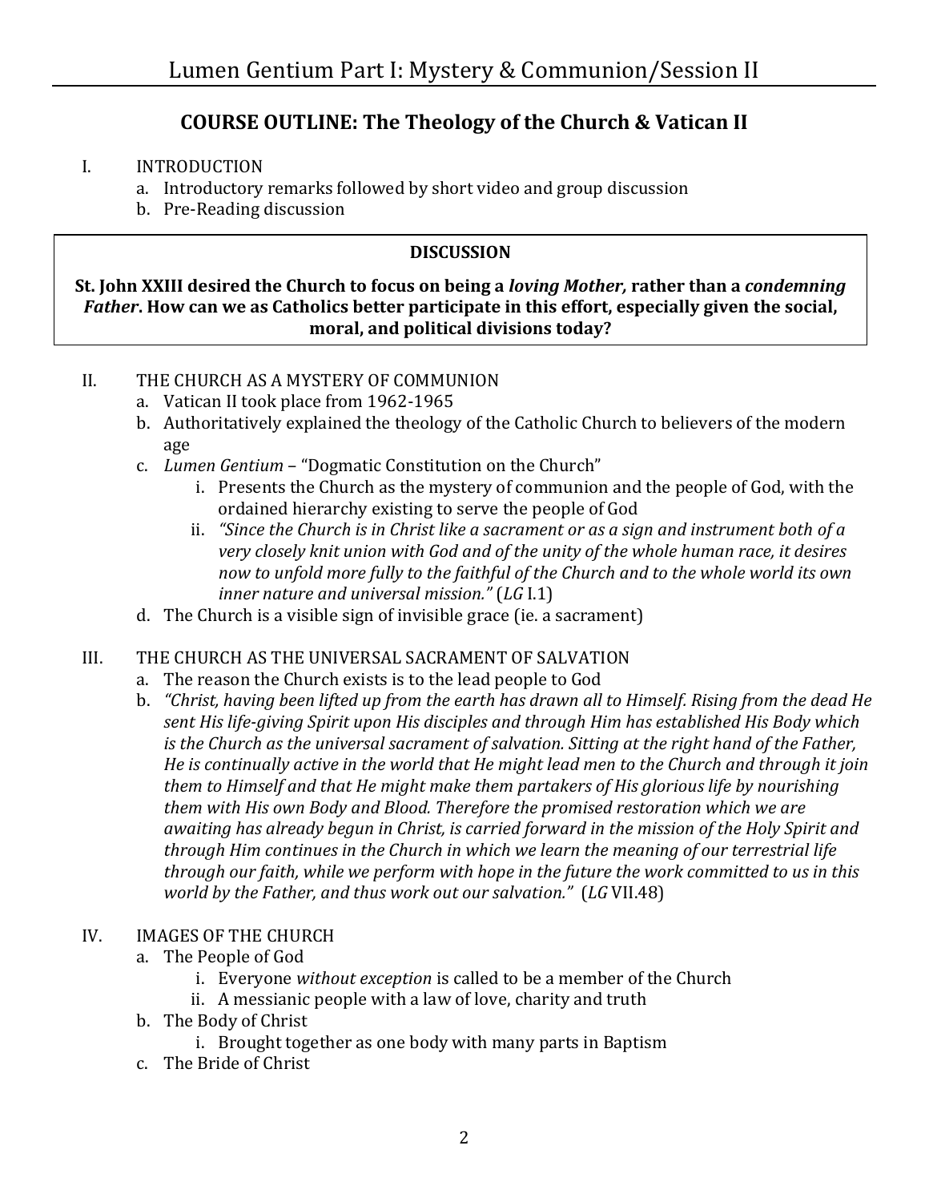## COURSE OUTLINE: The Theology of the Church & Vatican II

I. INTRODUCTION
   a. Introductory remarks followed by short video and group discussion
   b. Pre-Reading discussion

> **DISCUSSION**
>
> **St. John XXIII desired the Church to focus on being a *loving Mother,* rather than a *condemning Father*. How can we as Catholics better participate in this effort, especially given the social, moral, and political divisions today?**

II. THE CHURCH AS A MYSTERY OF COMMUNION
   a. Vatican II took place from 1962-1965
   b. Authoritatively explained the theology of the Catholic Church to believers of the modern age
   c. *Lumen Gentium* – "Dogmatic Constitution on the Church"
      i. Presents the Church as the mystery of communion and the people of God, with the ordained hierarchy existing to serve the people of God
      ii. *"Since the Church is in Christ like a sacrament or as a sign and instrument both of a very closely knit union with God and of the unity of the whole human race, it desires now to unfold more fully to the faithful of the Church and to the whole world its own inner nature and universal mission."* (*LG* I.1)
   d. The Church is a visible sign of invisible grace (ie. a sacrament)

III. THE CHURCH AS THE UNIVERSAL SACRAMENT OF SALVATION
   a. The reason the Church exists is to the lead people to God
   b. *"Christ, having been lifted up from the earth has drawn all to Himself. Rising from the dead He sent His life-giving Spirit upon His disciples and through Him has established His Body which is the Church as the universal sacrament of salvation. Sitting at the right hand of the Father, He is continually active in the world that He might lead men to the Church and through it join them to Himself and that He might make them partakers of His glorious life by nourishing them with His own Body and Blood. Therefore the promised restoration which we are awaiting has already begun in Christ, is carried forward in the mission of the Holy Spirit and through Him continues in the Church in which we learn the meaning of our terrestrial life through our faith, while we perform with hope in the future the work committed to us in this world by the Father, and thus work out our salvation."* (*LG* VII.48)

IV. IMAGES OF THE CHURCH
   a. The People of God
      i. Everyone *without exception* is called to be a member of the Church
      ii. A messianic people with a law of love, charity and truth
   b. The Body of Christ
      i. Brought together as one body with many parts in Baptism
   c. The Bride of Christ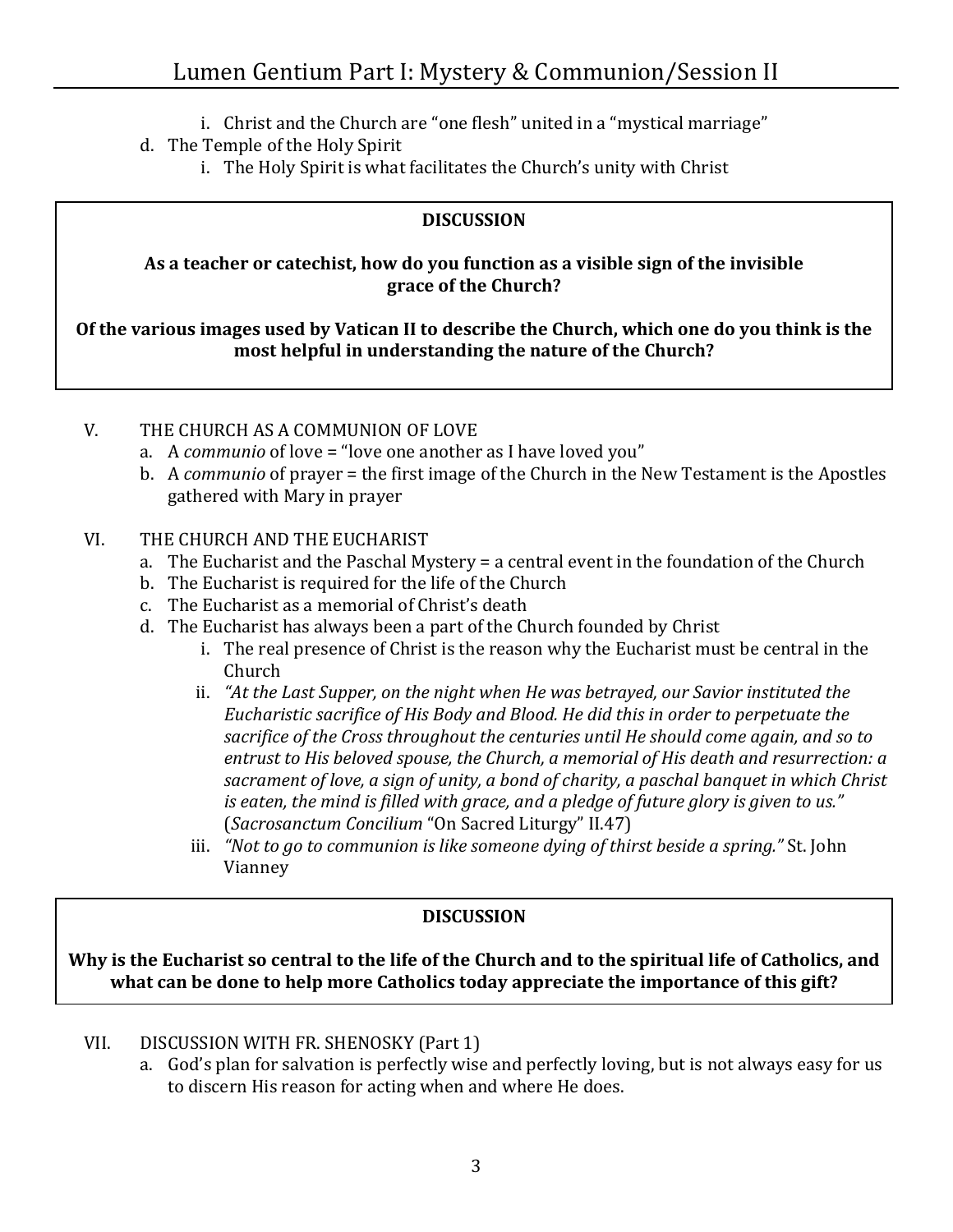i. Christ and the Church are "one flesh" united in a "mystical marriage"

d. The Temple of the Holy Spirit
   i. The Holy Spirit is what facilitates the Church's unity with Christ

**DISCUSSION**

**As a teacher or catechist, how do you function as a visible sign of the invisible grace of the Church?**

**Of the various images used by Vatican II to describe the Church, which one do you think is the most helpful in understanding the nature of the Church?**

V. THE CHURCH AS A COMMUNION OF LOVE

a. A *communio* of love = "love one another as I have loved you"
b. A *communio* of prayer = the first image of the Church in the New Testament is the Apostles gathered with Mary in prayer

VI. THE CHURCH AND THE EUCHARIST

a. The Eucharist and the Paschal Mystery = a central event in the foundation of the Church
b. The Eucharist is required for the life of the Church
c. The Eucharist as a memorial of Christ's death
d. The Eucharist has always been a part of the Church founded by Christ
   i. The real presence of Christ is the reason why the Eucharist must be central in the Church
   ii. *"At the Last Supper, on the night when He was betrayed, our Savior instituted the Eucharistic sacrifice of His Body and Blood. He did this in order to perpetuate the sacrifice of the Cross throughout the centuries until He should come again, and so to entrust to His beloved spouse, the Church, a memorial of His death and resurrection: a sacrament of love, a sign of unity, a bond of charity, a paschal banquet in which Christ is eaten, the mind is filled with grace, and a pledge of future glory is given to us."* (*Sacrosanctum Concilium* "On Sacred Liturgy" II.47)
   iii. *"Not to go to communion is like someone dying of thirst beside a spring."* St. John Vianney

**DISCUSSION**

**Why is the Eucharist so central to the life of the Church and to the spiritual life of Catholics, and what can be done to help more Catholics today appreciate the importance of this gift?**

VII. DISCUSSION WITH FR. SHENOSKY (Part 1)

a. God's plan for salvation is perfectly wise and perfectly loving, but is not always easy for us to discern His reason for acting when and where He does.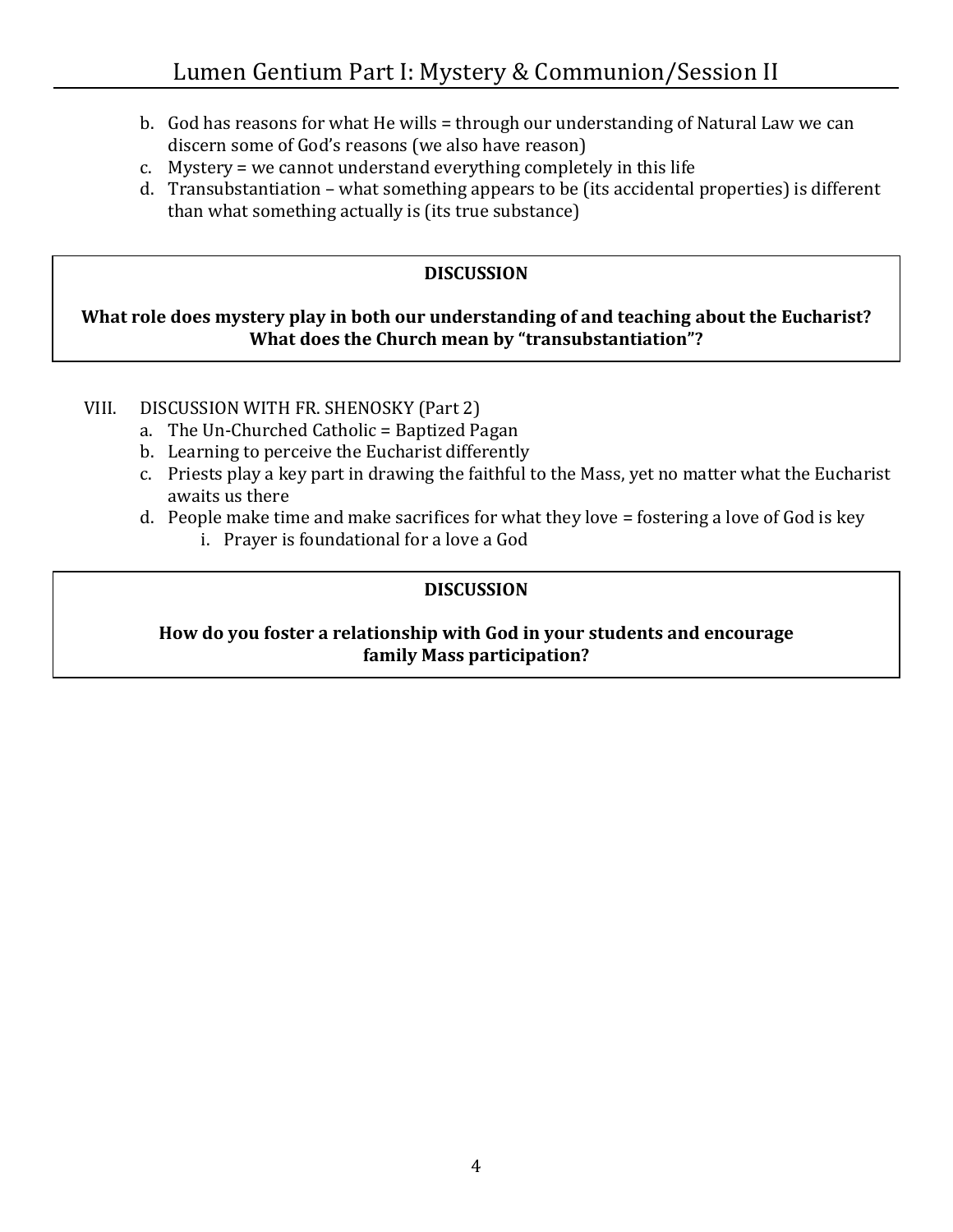b. God has reasons for what He wills = through our understanding of Natural Law we can discern some of God's reasons (we also have reason)
c. Mystery = we cannot understand everything completely in this life
d. Transubstantiation – what something appears to be (its accidental properties) is different than what something actually is (its true substance)

**DISCUSSION**

**What role does mystery play in both our understanding of and teaching about the Eucharist? What does the Church mean by "transubstantiation"?**

VIII. DISCUSSION WITH FR. SHENOSKY (Part 2)

a. The Un-Churched Catholic = Baptized Pagan
b. Learning to perceive the Eucharist differently
c. Priests play a key part in drawing the faithful to the Mass, yet no matter what the Eucharist awaits us there
d. People make time and make sacrifices for what they love = fostering a love of God is key
    i. Prayer is foundational for a love a God

**DISCUSSION**

**How do you foster a relationship with God in your students and encourage family Mass participation?**